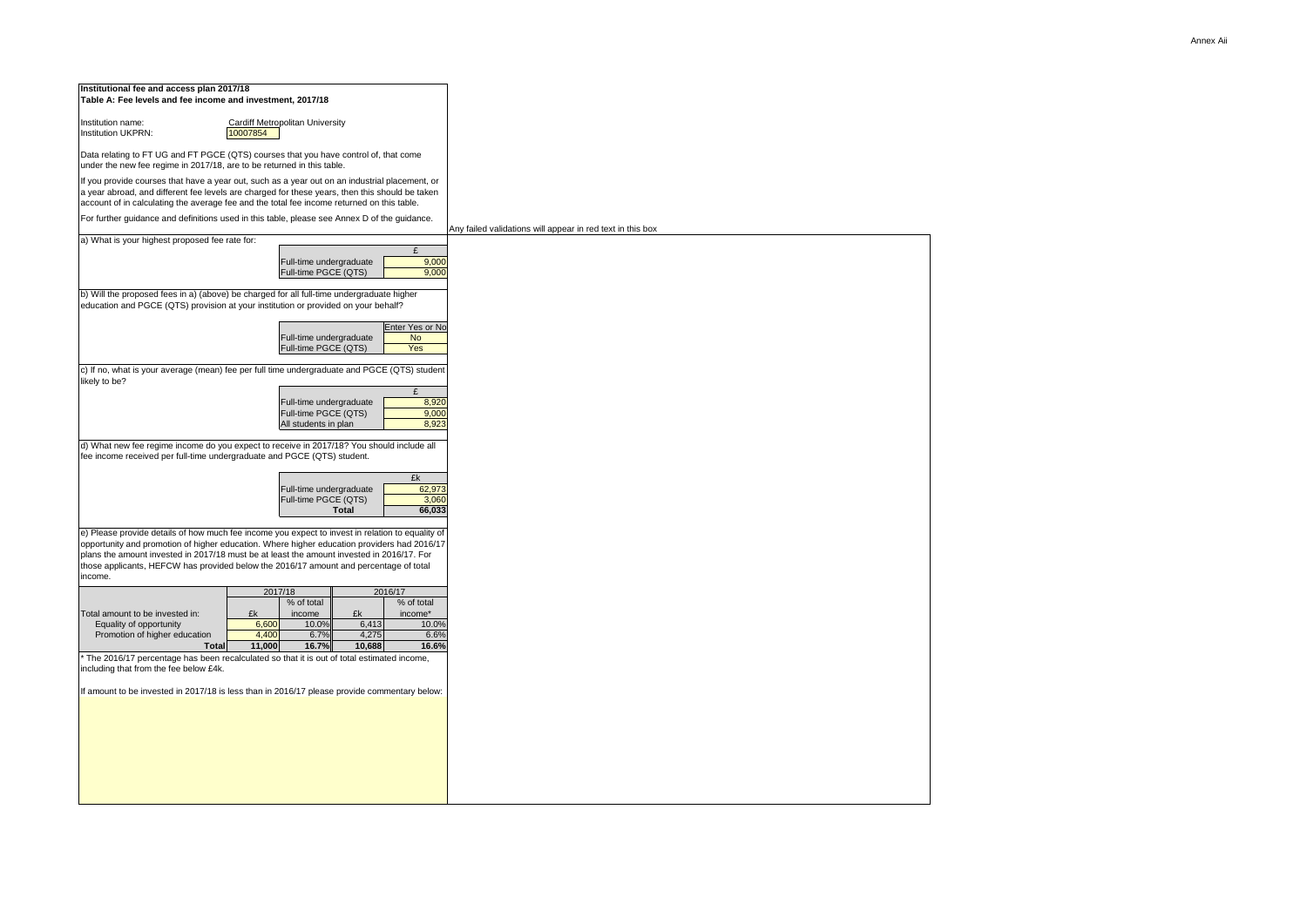**Institutional fee and access plan 2017/18**
**Table A: Fee levels and fee income and investment, 2017/18**

Institution name: Cardiff Metropolitan University
Institution UKPRN: 10007854

Data relating to FT UG and FT PGCE (QTS) courses that you have control of, that come under the new fee regime in 2017/18, are to be returned in this table.

If you provide courses that have a year out, such as a year out on an industrial placement, or a year abroad, and different fee levels are charged for these years, then this should be taken account of in calculating the average fee and the total fee income returned on this table.

For further guidance and definitions used in this table, please see Annex D of the guidance.

Any failed validations will appear in red text in this box

a) What is your highest proposed fee rate for:

| | £ |
|---|---|
| Full-time undergraduate | 9,000 |
| Full-time PGCE (QTS) | 9,000 |

b) Will the proposed fees in a) (above) be charged for all full-time undergraduate higher education and PGCE (QTS) provision at your institution or provided on your behalf?

| | Enter Yes or No |
|---|---|
| Full-time undergraduate | No |
| Full-time PGCE (QTS) | Yes |

c) If no, what is your average (mean) fee per full time undergraduate and PGCE (QTS) student likely to be?

| | £ |
|---|---|
| Full-time undergraduate | 8,920 |
| Full-time PGCE (QTS) | 9,000 |
| All students in plan | 8,923 |

d) What new fee regime income do you expect to receive in 2017/18? You should include all fee income received per full-time undergraduate and PGCE (QTS) student.

| | £k |
|---|---|
| Full-time undergraduate | 62,973 |
| Full-time PGCE (QTS) | 3,060 |
| **Total** | **66,033** |

e) Please provide details of how much fee income you expect to invest in relation to equality of opportunity and promotion of higher education. Where higher education providers had 2016/17 plans the amount invested in 2017/18 must be at least the amount invested in 2016/17. For those applicants, HEFCW has provided below the 2016/17 amount and percentage of total income.

| | 2017/18 | | 2016/17 | |
|---|---|---|---|---|
| Total amount to be invested in: | £k | % of total income | £k | % of total income* |
| Equality of opportunity | 6,600 | 10.0% | 6,413 | 10.0% |
| Promotion of higher education | 4,400 | 6.7% | 4,275 | 6.6% |
| **Total** | **11,000** | **16.7%** | **10,688** | **16.6%** |

* The 2016/17 percentage has been recalculated so that it is out of total estimated income, including that from the fee below £4k.

If amount to be invested in 2017/18 is less than in 2016/17 please provide commentary below: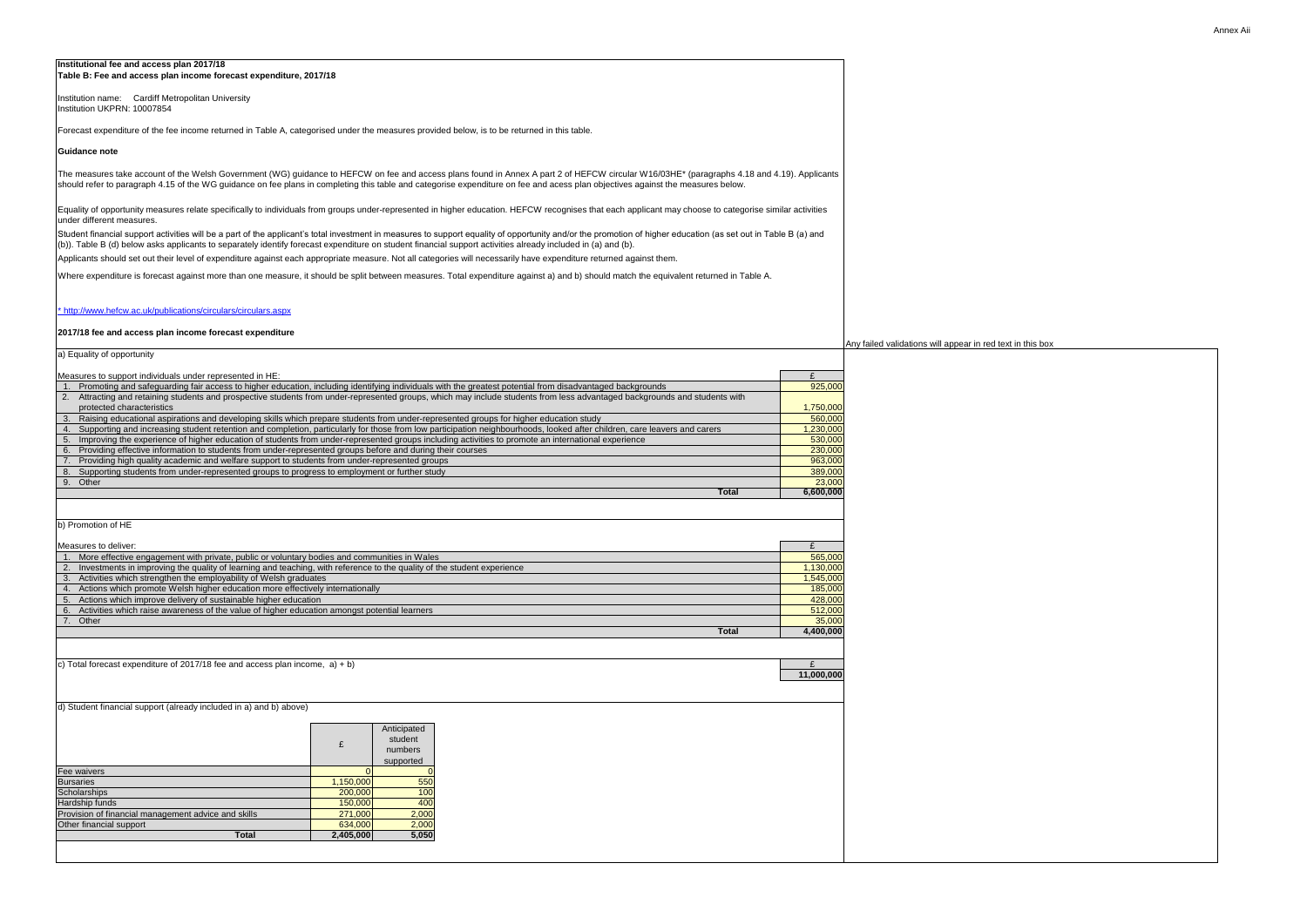Annex Aii

**Institutional fee and access plan 2017/18**
**Table B: Fee and access plan income forecast expenditure, 2017/18**

Institution name: Cardiff Metropolitan University
Institution UKPRN: 10007854

Forecast expenditure of the fee income returned in Table A, categorised under the measures provided below, is to be returned in this table.

**Guidance note**

The measures take account of the Welsh Government (WG) guidance to HEFCW on fee and access plans found in Annex A part 2 of HEFCW circular W16/03HE* (paragraphs 4.18 and 4.19). Applicants should refer to paragraph 4.15 of the WG guidance on fee plans in completing this table and categorise expenditure on fee and acess plan objectives against the measures below.

Equality of opportunity measures relate specifically to individuals from groups under-represented in higher education. HEFCW recognises that each applicant may choose to categorise similar activities under different measures.

Student financial support activities will be a part of the applicant's total investment in measures to support equality of opportunity and/or the promotion of higher education (as set out in Table B (a) and (b)). Table B (d) below asks applicants to separately identify forecast expenditure on student financial support activities already included in (a) and (b).

Applicants should set out their level of expenditure against each appropriate measure. Not all categories will necessarily have expenditure returned against them.

Where expenditure is forecast against more than one measure, it should be split between measures. Total expenditure against a) and b) should match the equivalent returned in Table A.

* http://www.hefcw.ac.uk/publications/circulars/circulars.aspx

**2017/18 fee and access plan income forecast expenditure**

Any failed validations will appear in red text in this box

a) Equality of opportunity

| Measures to support individuals under represented in HE: | £ |
|---|---|
| 1. Promoting and safeguarding fair access to higher education, including identifying individuals with the greatest potential from disadvantaged backgrounds | 925,000 |
| 2. Attracting and retaining students and prospective students from under-represented groups, which may include students from less advantaged backgrounds and students with protected characteristics | 1,750,000 |
| 3. Raising educational aspirations and developing skills which prepare students from under-represented groups for higher education study | 560,000 |
| 4. Supporting and increasing student retention and completion, particularly for those from low participation neighbourhoods, looked after children, care leavers and carers | 1,230,000 |
| 5. Improving the experience of higher education of students from under-represented groups including activities to promote an international experience | 530,000 |
| 6. Providing effective information to students from under-represented groups before and during their courses | 230,000 |
| 7. Providing high quality academic and welfare support to students from under-represented groups | 963,000 |
| 8. Supporting students from under-represented groups to progress to employment or further study | 389,000 |
| 9. Other | 23,000 |
| **Total** | **6,600,000** |

b) Promotion of HE

| Measures to deliver: | £ |
|---|---|
| 1. More effective engagement with private, public or voluntary bodies and communities in Wales | 565,000 |
| 2. Investments in improving the quality of learning and teaching, with reference to the quality of the student experience | 1,130,000 |
| 3. Activities which strengthen the employability of Welsh graduates | 1,545,000 |
| 4. Actions which promote Welsh higher education more effectively internationally | 185,000 |
| 5. Actions which improve delivery of sustainable higher education | 428,000 |
| 6. Activities which raise awareness of the value of higher education amongst potential learners | 512,000 |
| 7. Other | 35,000 |
| **Total** | **4,400,000** |

| c) Total forecast expenditure of 2017/18 fee and access plan income, a) + b) | £ |
|---|---|
| | **11,000,000** |

d) Student financial support (already included in a) and b) above)

| | £ | Anticipated student numbers supported |
|---|---|---|
| Fee waivers | 0 | 0 |
| Bursaries | 1,150,000 | 550 |
| Scholarships | 200,000 | 100 |
| Hardship funds | 150,000 | 400 |
| Provision of financial management advice and skills | 271,000 | 2,000 |
| Other financial support | 634,000 | 2,000 |
| **Total** | **2,405,000** | **5,050** |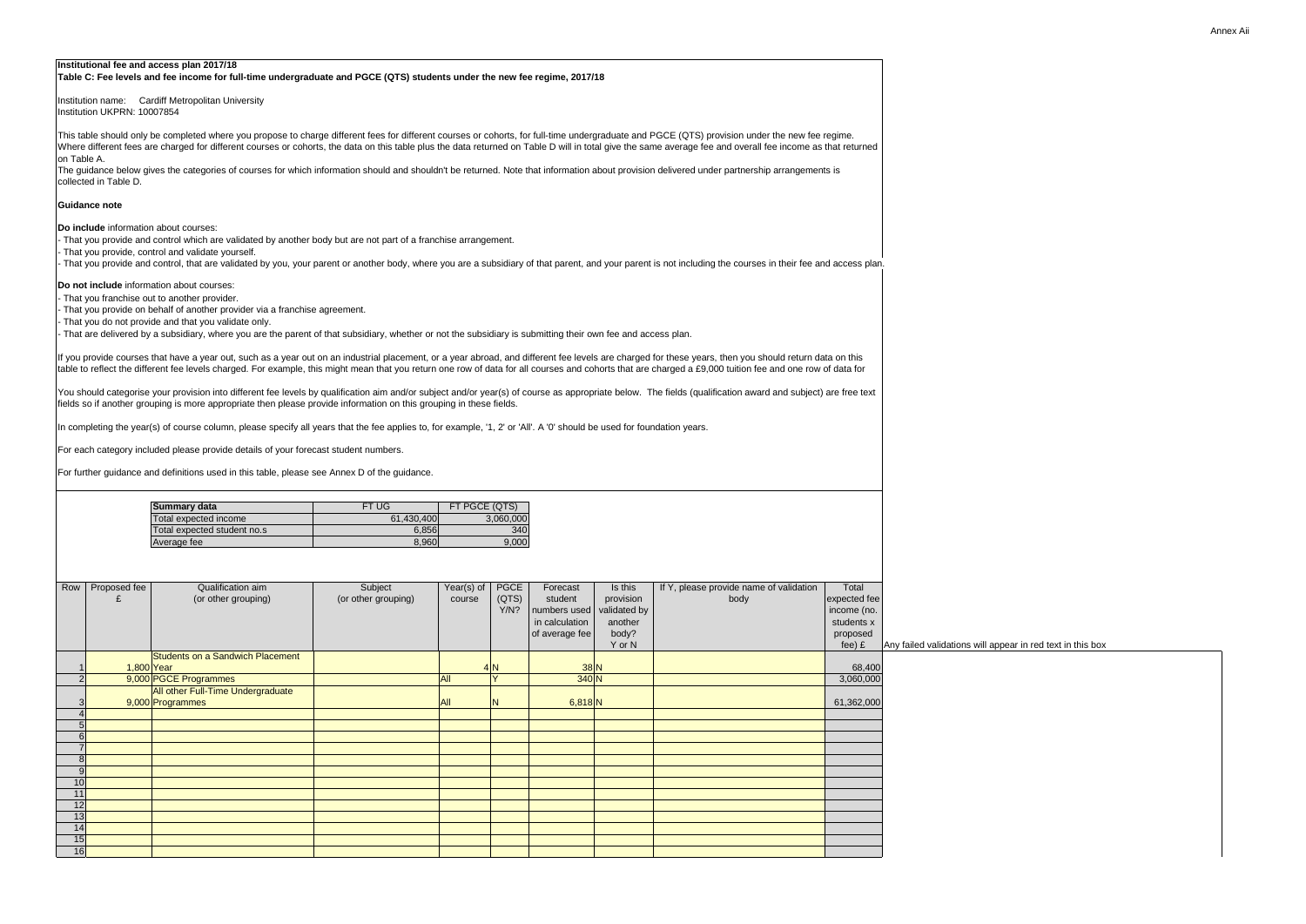**Institutional fee and access plan 2017/18**

**Table C: Fee levels and fee income for full-time undergraduate and PGCE (QTS) students under the new fee regime, 2017/18**

Institution name: Cardiff Metropolitan University
Institution UKPRN: 10007854

This table should only be completed where you propose to charge different fees for different courses or cohorts, for full-time undergraduate and PGCE (QTS) provision under the new fee regime. Where different fees are charged for different courses or cohorts, the data on this table plus the data returned on Table D will in total give the same average fee and overall fee income as that returned on Table A.

The guidance below gives the categories of courses for which information should and shouldn't be returned. Note that information about provision delivered under partnership arrangements is collected in Table D.

**Guidance note**

**Do include** information about courses:

- That you provide and control which are validated by another body but are not part of a franchise arrangement.
- That you provide, control and validate yourself.
- That you provide and control, that are validated by you, your parent or another body, where you are a subsidiary of that parent, and your parent is not including the courses in their fee and access plan.

**Do not include** information about courses:

- That you franchise out to another provider.
- That you provide on behalf of another provider via a franchise agreement.
- That you do not provide and that you validate only.
- That are delivered by a subsidiary, where you are the parent of that subsidiary, whether or not the subsidiary is submitting their own fee and access plan.

If you provide courses that have a year out, such as a year out on an industrial placement, or a year abroad, and different fee levels are charged for these years, then you should return data on this table to reflect the different fee levels charged. For example, this might mean that you return one row of data for all courses and cohorts that are charged a £9,000 tuition fee and one row of data for

You should categorise your provision into different fee levels by qualification aim and/or subject and/or year(s) of course as appropriate below. The fields (qualification award and subject) are free text fields so if another grouping is more appropriate then please provide information on this grouping in these fields.

In completing the year(s) of course column, please specify all years that the fee applies to, for example, '1, 2' or 'All'. A '0' should be used for foundation years.

For each category included please provide details of your forecast student numbers.

For further guidance and definitions used in this table, please see Annex D of the guidance.

| Summary data | FT UG | FT PGCE (QTS) |
|---|---|---|
| Total expected income | 61,430,400 | 3,060,000 |
| Total expected student no.s | 6,856 | 340 |
| Average fee | 8,960 | 9,000 |

| Row | Proposed fee £ | Qualification aim (or other grouping) | Subject (or other grouping) | Year(s) of course | PGCE (QTS) Y/N? | Forecast student numbers used in calculation of average fee | Is this provision validated by another body? Y or N | If Y, please provide name of validation body | Total expected fee income (no. students x proposed fee) £ |
|---|---|---|---|---|---|---|---|---|---|
| 1 | 1,800 | Students on a Sandwich Placement Year | | 4 | N | 38 | N | | 68,400 |
| 2 | 9,000 | PGCE Programmes | | All | Y | 340 | N | | 3,060,000 |
| 3 | 9,000 | All other Full-Time Undergraduate Programmes | | All | N | 6,818 | N | | 61,362,000 |
| 4 | | | | | | | | | |
| 5 | | | | | | | | | |
| 6 | | | | | | | | | |
| 7 | | | | | | | | | |
| 8 | | | | | | | | | |
| 9 | | | | | | | | | |
| 10 | | | | | | | | | |
| 11 | | | | | | | | | |
| 12 | | | | | | | | | |
| 13 | | | | | | | | | |
| 14 | | | | | | | | | |
| 15 | | | | | | | | | |
| 16 | | | | | | | | | |

Any failed validations will appear in red text in this box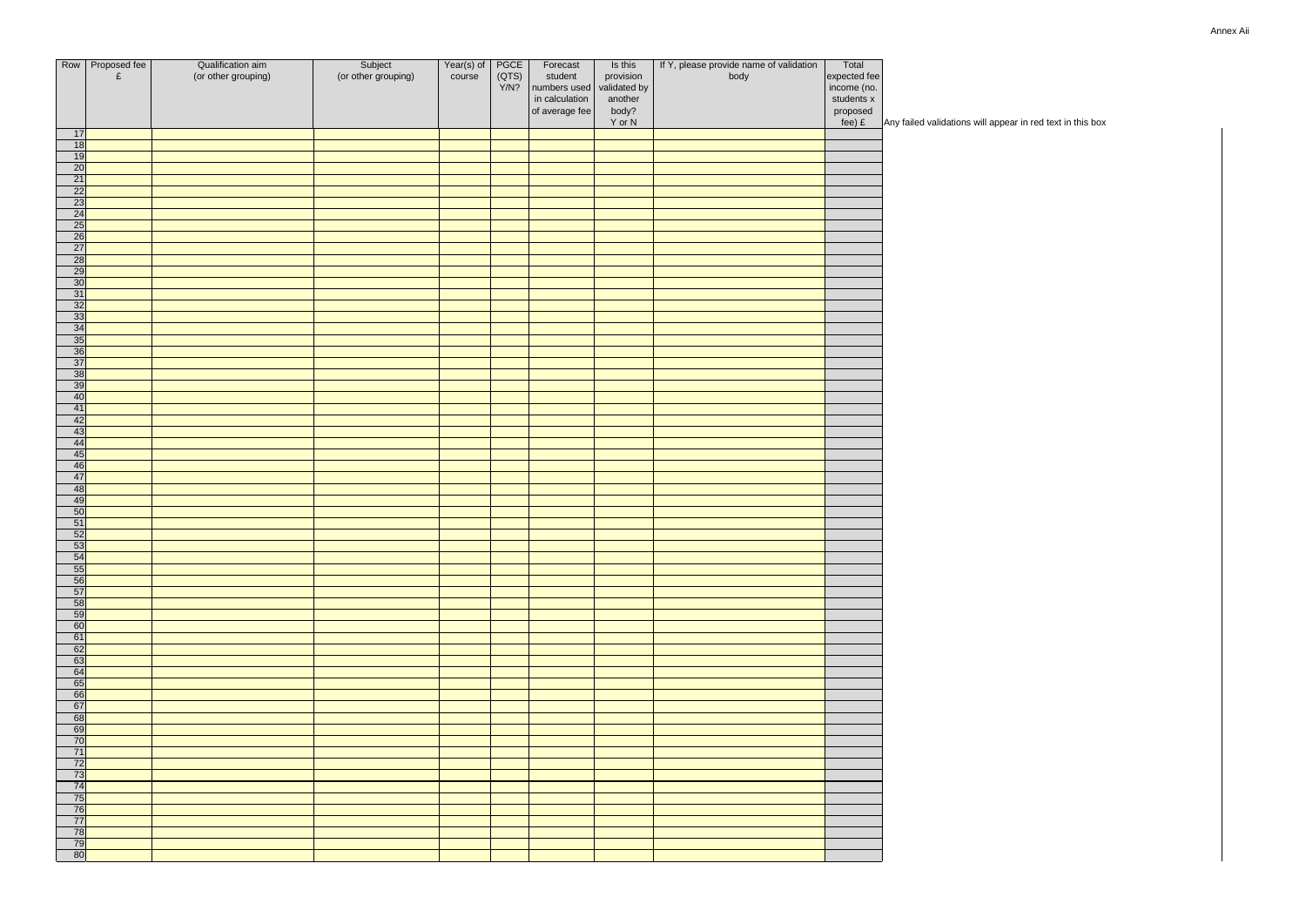Annex Aii

| Row | Proposed fee £ | Qualification aim (or other grouping) | Subject (or other grouping) | Year(s) of course | PGCE (QTS) Y/N? | Forecast student numbers used in calculation of average fee | Is this provision validated by another body? Y or N | If Y, please provide name of validation body | Total expected fee income (no. students x proposed fee) £ |
|---|---|---|---|---|---|---|---|---|---|
| 17 | | | | | | | | | |
| 18 | | | | | | | | | |
| 19 | | | | | | | | | |
| 20 | | | | | | | | | |
| 21 | | | | | | | | | |
| 22 | | | | | | | | | |
| 23 | | | | | | | | | |
| 24 | | | | | | | | | |
| 25 | | | | | | | | | |
| 26 | | | | | | | | | |
| 27 | | | | | | | | | |
| 28 | | | | | | | | | |
| 29 | | | | | | | | | |
| 30 | | | | | | | | | |
| 31 | | | | | | | | | |
| 32 | | | | | | | | | |
| 33 | | | | | | | | | |
| 34 | | | | | | | | | |
| 35 | | | | | | | | | |
| 36 | | | | | | | | | |
| 37 | | | | | | | | | |
| 38 | | | | | | | | | |
| 39 | | | | | | | | | |
| 40 | | | | | | | | | |
| 41 | | | | | | | | | |
| 42 | | | | | | | | | |
| 43 | | | | | | | | | |
| 44 | | | | | | | | | |
| 45 | | | | | | | | | |
| 46 | | | | | | | | | |
| 47 | | | | | | | | | |
| 48 | | | | | | | | | |
| 49 | | | | | | | | | |
| 50 | | | | | | | | | |
| 51 | | | | | | | | | |
| 52 | | | | | | | | | |
| 53 | | | | | | | | | |
| 54 | | | | | | | | | |
| 55 | | | | | | | | | |
| 56 | | | | | | | | | |
| 57 | | | | | | | | | |
| 58 | | | | | | | | | |
| 59 | | | | | | | | | |
| 60 | | | | | | | | | |
| 61 | | | | | | | | | |
| 62 | | | | | | | | | |
| 63 | | | | | | | | | |
| 64 | | | | | | | | | |
| 65 | | | | | | | | | |
| 66 | | | | | | | | | |
| 67 | | | | | | | | | |
| 68 | | | | | | | | | |
| 69 | | | | | | | | | |
| 70 | | | | | | | | | |
| 71 | | | | | | | | | |
| 72 | | | | | | | | | |
| 73 | | | | | | | | | |
| 74 | | | | | | | | | |
| 75 | | | | | | | | | |
| 76 | | | | | | | | | |
| 77 | | | | | | | | | |
| 78 | | | | | | | | | |
| 79 | | | | | | | | | |
| 80 | | | | | | | | | |

Any failed validations will appear in red text in this box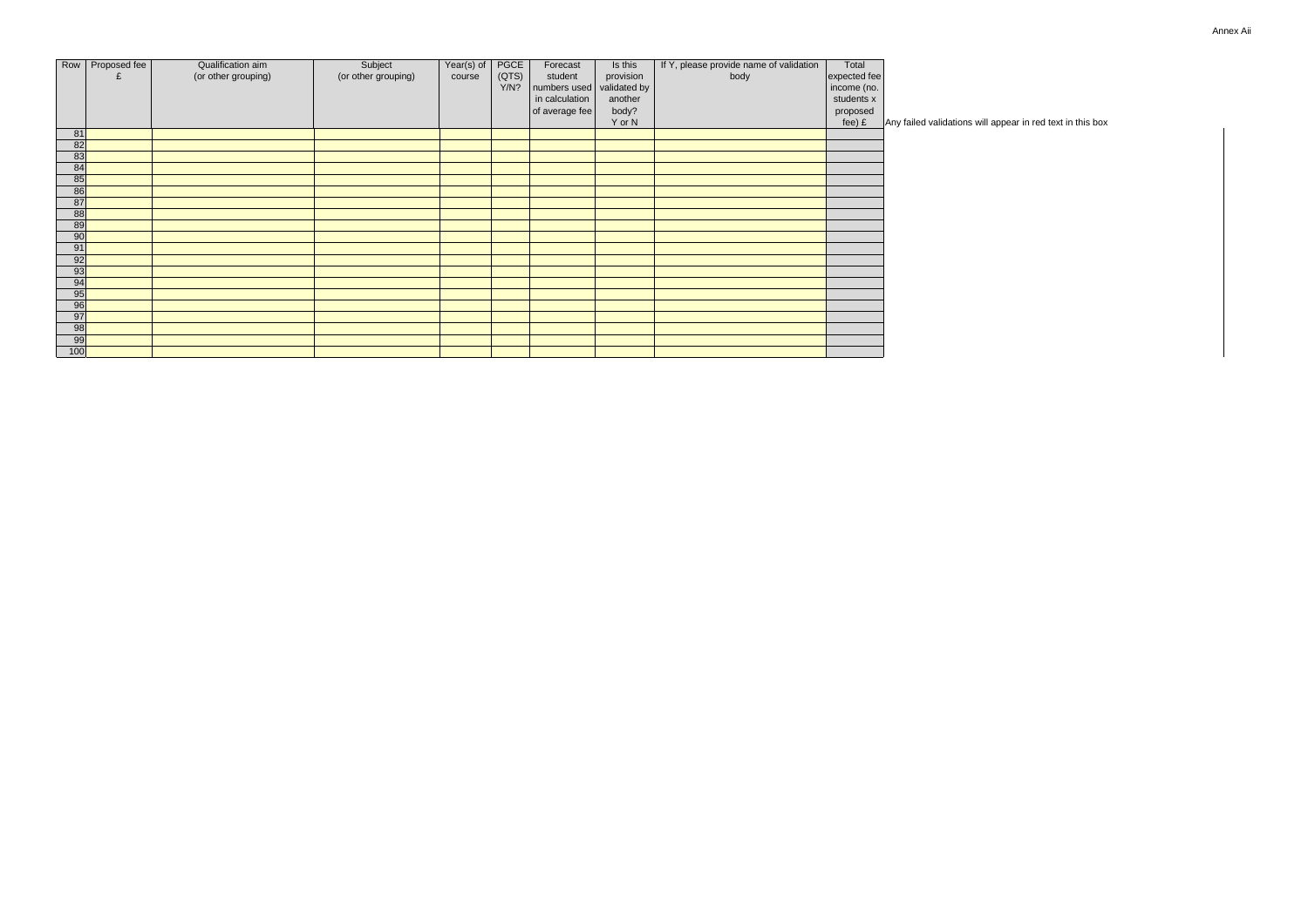Annex Aii

| Row | Proposed fee £ | Qualification aim (or other grouping) | Subject (or other grouping) | Year(s) of course | PGCE (QTS) Y/N? | Forecast student numbers used in calculation of average fee | Is this provision validated by another body? Y or N | If Y, please provide name of validation body | Total expected fee income (no. students x proposed fee) £ |
|---|---|---|---|---|---|---|---|---|---|
| 81 | | | | | | | | | |
| 82 | | | | | | | | | |
| 83 | | | | | | | | | |
| 84 | | | | | | | | | |
| 85 | | | | | | | | | |
| 86 | | | | | | | | | |
| 87 | | | | | | | | | |
| 88 | | | | | | | | | |
| 89 | | | | | | | | | |
| 90 | | | | | | | | | |
| 91 | | | | | | | | | |
| 92 | | | | | | | | | |
| 93 | | | | | | | | | |
| 94 | | | | | | | | | |
| 95 | | | | | | | | | |
| 96 | | | | | | | | | |
| 97 | | | | | | | | | |
| 98 | | | | | | | | | |
| 99 | | | | | | | | | |
| 100 | | | | | | | | | |

Any failed validations will appear in red text in this box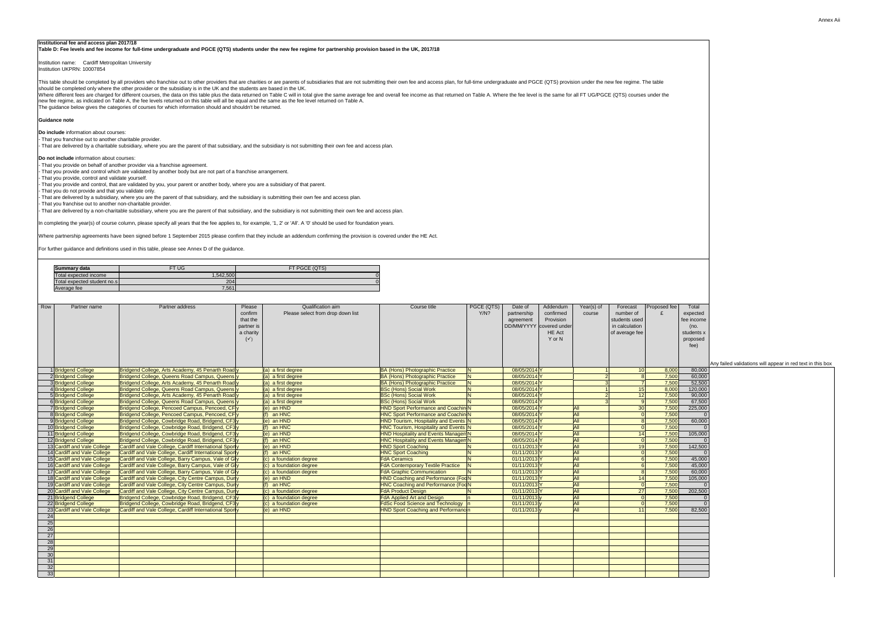Annex Aii

**Institutional fee and access plan 2017/18**

**Table D: Fee levels and fee income for full-time undergraduate and PGCE (QTS) students under the new fee regime for partnership provision based in the UK, 2017/18**

Institution name: Cardiff Metropolitan University
Institution UKPRN: 10007854

This table should be completed by all providers who franchise out to other providers that are charities or are parents of subsidiaries that are not submitting their own fee and access plan, for full-time undergraduate and PGCE (QTS) provision under the new fee regime. The table should be completed only where the other provider or the subsidiary is in the UK and the students are based in the UK.
Where different fees are charged for different courses, the data on this table plus the data returned on Table C will in total give the same average fee and overall fee income as that returned on Table A. Where the fee level is the same for all FT UG/PGCE (QTS) courses under the new fee regime, as indicated on Table A, the fee levels returned on this table will all be equal and the same as the fee level returned on Table A.
The guidance below gives the categories of courses for which information should and shouldn't be returned.

**Guidance note**

**Do include** information about courses:
- That you franchise out to another charitable provider.
- That are delivered by a charitable subsidiary, where you are the parent of that subsidiary, and the subsidiary is not submitting their own fee and access plan.

**Do not include** information about courses:
- That you provide on behalf of another provider via a franchise agreement.
- That you provide and control which are validated by another body but are not part of a franchise arrangement.
- That you provide, control and validate yourself.
- That you provide and control, that are validated by you, your parent or another body, where you are a subsidiary of that parent.
- That you do not provide and that you validate only.
- That are delivered by a subsidiary, where you are the parent of that subsidiary, and the subsidiary is submitting their own fee and access plan.
- That you franchise out to another non-charitable provider.
- That are delivered by a non-charitable subsidiary, where you are the parent of that subsidiary, and the subsidiary is not submitting their own fee and access plan.

In completing the year(s) of course column, please specify all years that the fee applies to, for example, '1, 2' or 'All'. A '0' should be used for foundation years.

Where partnership agreements have been signed before 1 September 2015 please confirm that they include an addendum confirming the provision is covered under the HE Act.

For further guidance and definitions used in this table, please see Annex D of the guidance.

| Summary data | FT UG | FT PGCE (QTS) |
|---|---|---|
| Total expected income | 1,542,500 | 0 |
| Total expected student no.s | 204 | 0 |
| Average fee | 7,561 | |

Any failed validations will appear in red text in this box

| Row | Partner name | Partner address | Please confirm that the partner is a charity (✓) | Qualification aim Please select from drop down list | Course title | PGCE (QTS) Y/N? | Date of partnership agreement DD/MM/YYYY | Addendum confirmed Provision covered under HE Act Y or N | Year(s) of course | Forecast number of students used in calculation of average fee | Proposed fee £ | Total expected fee income (no. students x proposed fee) |
|---|---|---|---|---|---|---|---|---|---|---|---|---|
| 1 | Bridgend College | Bridgend College, Arts Academy, 45 Penarth Road | y | (a) a first degree | BA (Hons) Photographic Practice | N | 08/05/2014 | Y | 1 | 10 | 8,000 | 80,000 |
| 2 | Bridgend College | Bridgend College, Queens Road Campus, Queens | y | (a) a first degree | BA (Hons) Photographic Practice | N | 08/05/2014 | Y | 2 | 8 | 7,500 | 60,000 |
| 3 | Bridgend College | Bridgend College, Arts Academy, 45 Penarth Road | y | (a) a first degree | BA (Hons) Photographic Practice | N | 08/05/2014 | Y | 3 | 7 | 7,500 | 52,500 |
| 4 | Bridgend College | Bridgend College, Queens Road Campus, Queens | y | (a) a first degree | BSc (Hons) Social Work | N | 08/05/2014 | Y | 1 | 15 | 8,000 | 120,000 |
| 5 | Bridgend College | Bridgend College, Arts Academy, 45 Penarth Road | y | (a) a first degree | BSc (Hons) Social Work | N | 08/05/2014 | Y | 2 | 12 | 7,500 | 90,000 |
| 6 | Bridgend College | Bridgend College, Queens Road Campus, Queens | y | (a) a first degree | BSc (Hons) Social Work | N | 08/05/2014 | Y | 3 | 9 | 7,500 | 67,500 |
| 7 | Bridgend College | Bridgend College, Pencoed Campus, Pencoed, CF | y | (e) an HND | HND Sport Performance and Coachin | N | 08/05/2014 | Y | All | 30 | 7,500 | 225,000 |
| 8 | Bridgend College | Bridgend College, Pencoed Campus, Pencoed, CF | y | (f) an HNC | HNC Sport Performance and Coachin | N | 08/05/2014 | Y | All | 0 | 7,500 | 0 |
| 9 | Bridgend College | Bridgend College, Cowbridge Road, Bridgend, CF3 | y | (e) an HND | HND Tourism, Hospitality and Events | N | 08/05/2014 | Y | All | 8 | 7,500 | 60,000 |
| 10 | Bridgend College | Bridgend College, Cowbridge Road, Bridgend, CF3 | y | (f) an HNC | HNC Tourism, Hospitality and Events | N | 08/05/2014 | Y | All | 0 | 7,500 | 0 |
| 11 | Bridgend College | Bridgend College, Cowbridge Road, Bridgend, CF3 | y | (e) an HND | HND Hospitality and Events Managem | N | 08/05/2014 | Y | All | 14 | 7,500 | 105,000 |
| 12 | Bridgend College | Bridgend College, Cowbridge Road, Bridgend, CF3 | y | (f) an HNC | HNC Hospitality and Events Managem | N | 08/05/2014 | Y | All | 0 | 7,500 | 0 |
| 13 | Cardiff and Vale College | Cardiff and Vale College, Cardiff International Sport | y | (e) an HND | HND Sport Coaching | N | 01/11/2013 | Y | All | 19 | 7,500 | 142,500 |
| 14 | Cardiff and Vale College | Cardiff and Vale College, Cardiff International Sport | y | (f) an HNC | HNC Sport Coaching | N | 01/11/2013 | Y | All | 0 | 7,500 | 0 |
| 15 | Cardiff and Vale College | Cardiff and Vale College, Barry Campus, Vale of Gl | y | (c) a foundation degree | FdA Ceramics | N | 01/11/2013 | Y | All | 6 | 7,500 | 45,000 |
| 16 | Cardiff and Vale College | Cardiff and Vale College, Barry Campus, Vale of Gl | y | (c) a foundation degree | FdA Contemporary Textile Practice | N | 01/11/2013 | Y | All | 6 | 7,500 | 45,000 |
| 17 | Cardiff and Vale College | Cardiff and Vale College, Barry Campus, Vale of Gl | y | (c) a foundation degree | FdA Graphic Communication | N | 01/11/2013 | Y | All | 8 | 7,500 | 60,000 |
| 18 | Cardiff and Vale College | Cardiff and Vale College, City Centre Campus, Dum | y | (e) an HND | HND Coaching and Performance (Foo | N | 01/11/2013 | Y | All | 14 | 7,500 | 105,000 |
| 19 | Cardiff and Vale College | Cardiff and Vale College, City Centre Campus, Dum | y | (f) an HNC | HNC Coaching and Performance (Foo | N | 01/11/2013 | Y | All | 0 | 7,500 | 0 |
| 20 | Cardiff and Vale College | Cardiff and Vale College, City Centre Campus, Dum | y | (c) a foundation degree | FdA Product Design | N | 01/11/2013 | Y | All | 27 | 7,500 | 202,500 |
| 21 | Bridgend College | Bridgend College, Cowbridge Road, Bridgend, CF3 | y | (c) a foundation degree | FdA Applied Art and Design | n | 01/11/2013 | y | All | 0 | 7,500 | 0 |
| 22 | Bridgend College | Bridgend College, Cowbridge Road, Bridgend, CF3 | y | (c) a foundation degree | FdSc Food Science and Technology | n | 01/11/2013 | y | All | 0 | 7,500 | 0 |
| 23 | Cardiff and Vale College | Cardiff and Vale College, Cardiff International Sport | y | (e) an HND | HND Sport Coaching and Performanc | n | 01/11/2013 | y | All | 11 | 7,500 | 82,500 |
| 24 | | | | | | | | | | | | |
| 25 | | | | | | | | | | | | |
| 26 | | | | | | | | | | | | |
| 27 | | | | | | | | | | | | |
| 28 | | | | | | | | | | | | |
| 29 | | | | | | | | | | | | |
| 30 | | | | | | | | | | | | |
| 31 | | | | | | | | | | | | |
| 32 | | | | | | | | | | | | |
| 33 | | | | | | | | | | | | |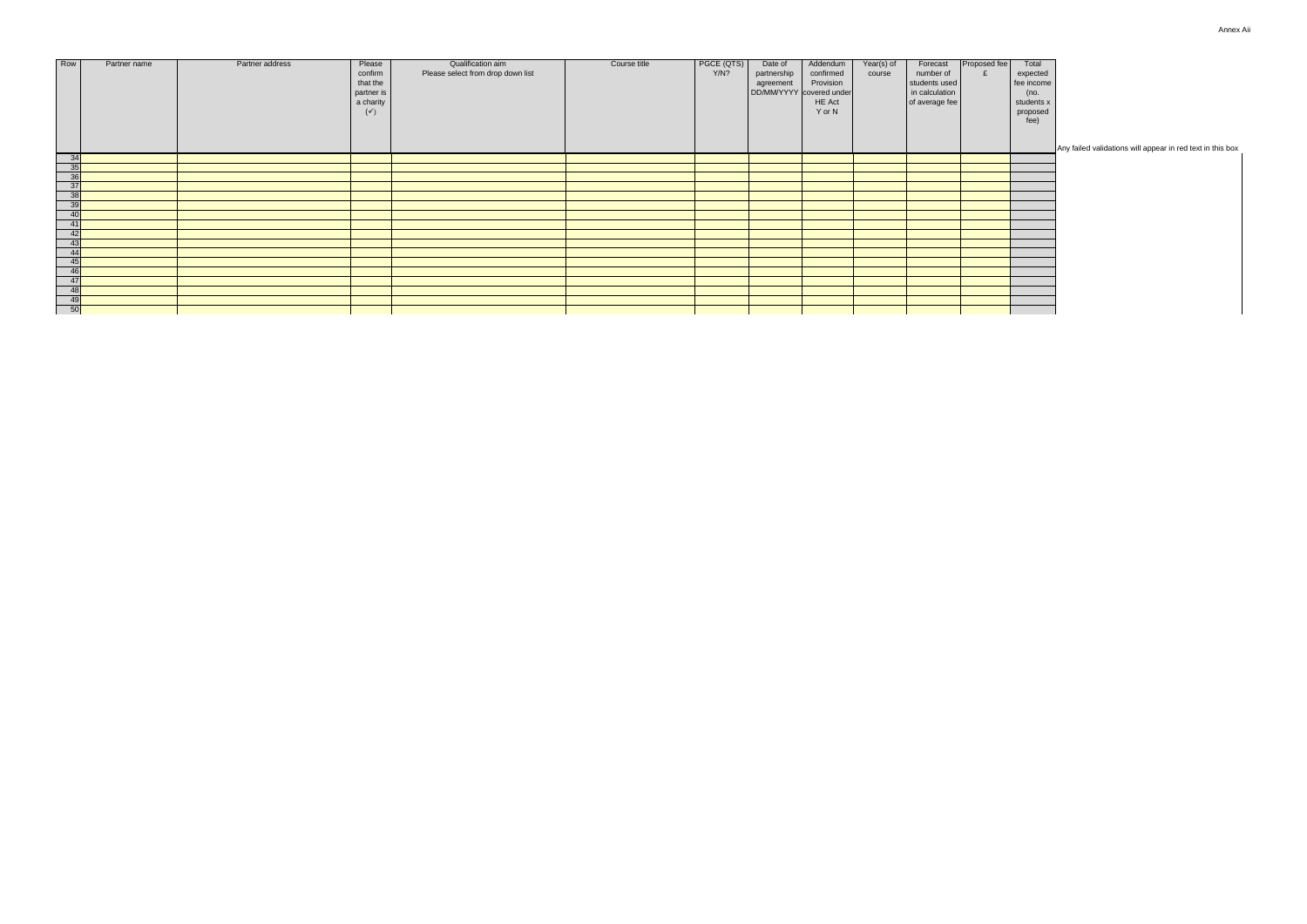Annex Aii

| Row | Partner name | Partner address | Please confirm that the partner is a charity (✓) | Qualification aim Please select from drop down list | Course title | PGCE (QTS) Y/N? | Date of partnership agreement DD/MM/YYYY | Addendum confirmed Provision covered under HE Act Y or N | Year(s) of course | Forecast number of students used in calculation of average fee | Proposed fee £ | Total expected fee income (no. students x proposed fee) |
|---|---|---|---|---|---|---|---|---|---|---|---|---|
| 34 | | | | | | | | | | | | |
| 35 | | | | | | | | | | | | |
| 36 | | | | | | | | | | | | |
| 37 | | | | | | | | | | | | |
| 38 | | | | | | | | | | | | |
| 39 | | | | | | | | | | | | |
| 40 | | | | | | | | | | | | |
| 41 | | | | | | | | | | | | |
| 42 | | | | | | | | | | | | |
| 43 | | | | | | | | | | | | |
| 44 | | | | | | | | | | | | |
| 45 | | | | | | | | | | | | |
| 46 | | | | | | | | | | | | |
| 47 | | | | | | | | | | | | |
| 48 | | | | | | | | | | | | |
| 49 | | | | | | | | | | | | |
| 50 | | | | | | | | | | | | |

Any failed validations will appear in red text in this box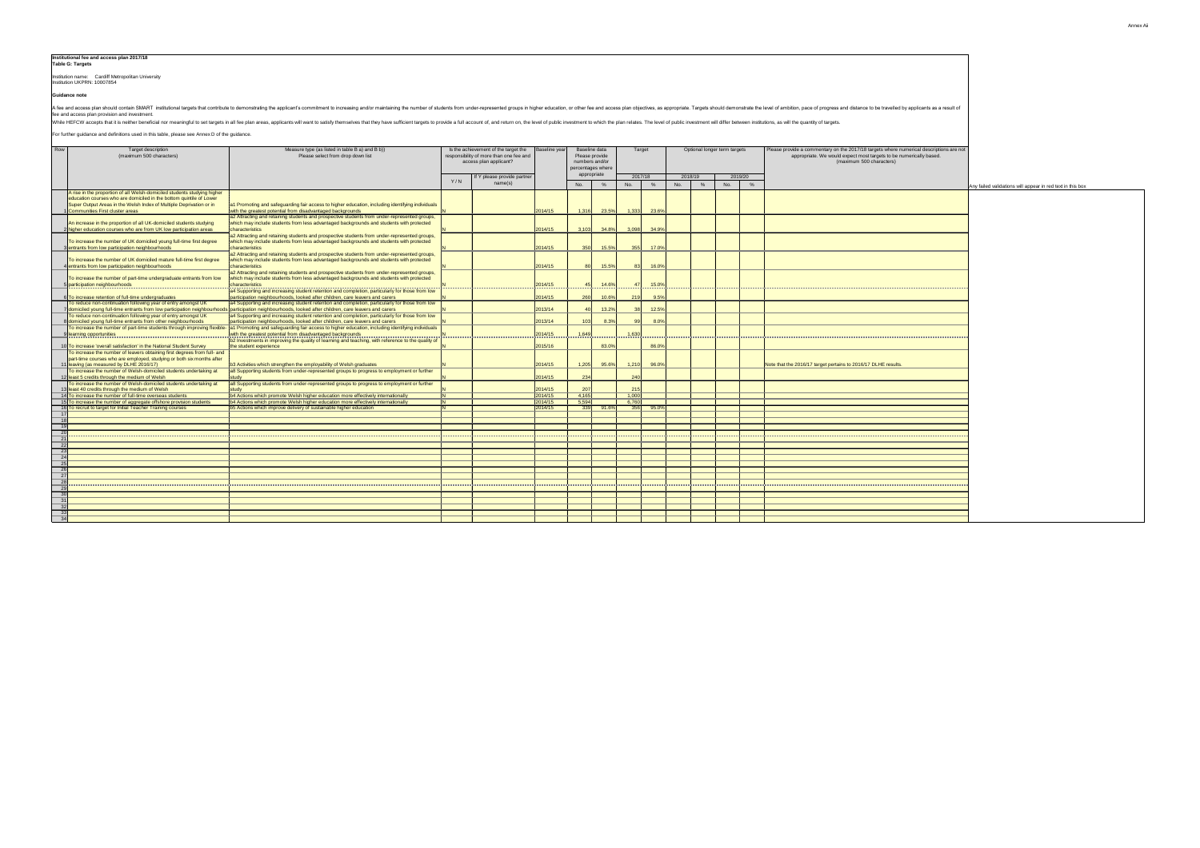Annex Aii

**Institutional fee and access plan 2017/18**
**Table G: Targets**

Institution name: Cardiff Metropolitan University
Institution UKPRN: 10007854

**Guidance note**

A fee and access plan should contain SMART institutional targets that contribute to demonstrating the applicant's commitment to increasing and/or maintaining the number of students from under-represented groups in higher education, or other fee and access plan objectives, as appropriate. Targets should demonstrate the level of ambition, pace of progress and distance to be travelled by applicants as a result of fee and access plan provision and investment.

While HEFCW accepts that it is neither beneficial nor meaningful to set targets in all fee plan areas, applicants will want to satisfy themselves that they have sufficient targets to provide a full account of, and return on, the level of public investment to which the plan relates. The level of public investment will differ between institutions, as will the quantity of targets.

For further guidance and definitions used in this table, please see Annex D of the guidance.

| Row | Target description (maximum 500 characters) | Measure type (as listed in table B a) and B b)) Please select from drop down list | Is the achievement of the target the responsibility of more than one fee and access plan applicant? Y / N | If Y please provide partner name(s) | Baseline year | Baseline data Please provide numbers and/or percentages where appropriate No. | % | Target 2017/18 No. | % | Optional longer term targets 2018/19 No. | % | 2019/20 No. | % | Please provide a commentary on the 2017/18 targets where numerical descriptions are not appropriate. We would expect most targets to be numerically based. (maximum 500 characters) |
|---|---|---|---|---|---|---|---|---|---|---|---|---|---|---|
| 1 | A rise in the proportion of all Welsh-domiciled students studying higher education courses who are domiciled in the bottom quintile of Lower Super Output Areas in the Welsh Index of Multiple Deprivation or in Communities First cluster areas | a1 Promoting and safeguarding fair access to higher education, including identifying individuals with the greatest potential from disadvantaged backgrounds | N | | 2014/15 | 1,316 | 23.5% | 1,333 | 23.6% | | | | | |
| 2 | An increase in the proportion of all UK-domiciled students studying higher education courses who are from UK low participation areas | a2 Attracting and retaining students and prospective students from under-represented groups, which may include students from less advantaged backgrounds and students with protected characteristics | N | | 2014/15 | 3,103 | 34.8% | 3,098 | 34.9% | | | | | |
| 3 | To increase the number of UK domiciled young full-time first degree entrants from low participation neighbourhoods | a2 Attracting and retaining students and prospective students from under-represented groups, which may include students from less advantaged backgrounds and students with protected characteristics | N | | 2014/15 | 350 | 15.5% | 355 | 17.0% | | | | | |
| 4 | To increase the number of UK domiciled mature full-time first degree entrants from low participation neighbourhoods | a2 Attracting and retaining students and prospective students from under-represented groups, which may include students from less advantaged backgrounds and students with protected characteristics | N | | 2014/15 | 80 | 15.5% | 83 | 16.0% | | | | | |
| 5 | To increase the number of part-time undergraduate entrants from low participation neighbourhoods | a2 Attracting and retaining students and prospective students from under-represented groups, which may include students from less advantaged backgrounds and students with protected characteristics | N | | 2014/15 | 45 | 14.6% | 47 | 15.0% | | | | | |
| 6 | To increase retention of full-time undergraduates | a4 Supporting and increasing student retention and completion, particularly for those from low participation neighbourhoods, looked after children, care leavers and carers | N | | 2014/15 | 260 | 10.6% | 219 | 9.5% | | | | | |
| 7 | To reduce non-continuation following year of entry amongst UK domiciled young full-time entrants from low participation neighbourhoods | a4 Supporting and increasing student retention and completion, particularly for those from low participation neighbourhoods, looked after children, care leavers and carers | N | | 2013/14 | 40 | 13.2% | 38 | 12.5% | | | | | |
| 8 | To reduce non-continuation following year of entry amongst UK domiciled young full-time entrants from other neighbourhoods | a4 Supporting and increasing student retention and completion, particularly for those from low participation neighbourhoods, looked after children, care leavers and carers | N | | 2013/14 | 103 | 8.3% | 99 | 8.0% | | | | | |
| 9 | To increase the number of part-time students through improving flexible learning opportunities | a1 Promoting and safeguarding fair access to higher education, including identifying individuals with the greatest potential from disadvantaged backgrounds | N | | 2014/15 | 1,649 | | 1,630 | | | | | | |
| 10 | To increase 'overall satisfaction' in the National Student Survey | b2 Investments in improving the quality of learning and teaching, with reference to the quality of the student experience | N | | 2015/16 | | 83.0% | | 86.0% | | | | | |
| 11 | To increase the number of leavers obtaining first degrees from full- and part-time courses who are employed, studying or both six months after leaving (as measured by DLHE 2016/17) | b3 Activities which strengthen the employability of Welsh graduates | N | | 2014/15 | 1,205 | 95.6% | 1,210 | 96.0% | | | | | Note that the 2016/17 target pertains to 2016/17 DLHE results. |
| 12 | To increase the number of Welsh-domiciled students undertaking at least 5 credits through the medium of Welsh | a8 Supporting students from under-represented groups to progress to employment or further study | N | | 2014/15 | 234 | | 240 | | | | | | |
| 13 | To increase the number of Welsh-domiciled students undertaking at least 40 credits through the medium of Welsh | a8 Supporting students from under-represented groups to progress to employment or further study | N | | 2014/15 | 207 | | 215 | | | | | | |
| 14 | To increase the number of full-time overseas students | b4 Actions which promote Welsh higher education more effectively internationally | N | | 2014/15 | 4,165 | | 1,000 | | | | | | |
| 15 | To increase the number of aggregate offshore provision students | b4 Actions which promote Welsh higher education more effectively internationally | N | | 2014/15 | 5,594 | | 6,760 | | | | | | |
| 16 | To recruit to target for Initial Teacher Training courses | b5 Actions which improve delivery of sustainable higher education | N | | 2014/15 | 339 | 91.6% | 356 | 95.0% | | | | | |
| 17 | | | | | | | | | | | | | | |
| 18 | | | | | | | | | | | | | | |
| 19 | | | | | | | | | | | | | | |
| 20 | | | | | | | | | | | | | | |
| 21 | | | | | | | | | | | | | | |
| 22 | | | | | | | | | | | | | | |
| 23 | | | | | | | | | | | | | | |
| 24 | | | | | | | | | | | | | | |
| 25 | | | | | | | | | | | | | | |
| 26 | | | | | | | | | | | | | | |
| 27 | | | | | | | | | | | | | | |
| 28 | | | | | | | | | | | | | | |
| 29 | | | | | | | | | | | | | | |
| 30 | | | | | | | | | | | | | | |
| 31 | | | | | | | | | | | | | | |
| 32 | | | | | | | | | | | | | | |
| 33 | | | | | | | | | | | | | | |
| 34 | | | | | | | | | | | | | | |

Any failed validations will appear in red text in this box